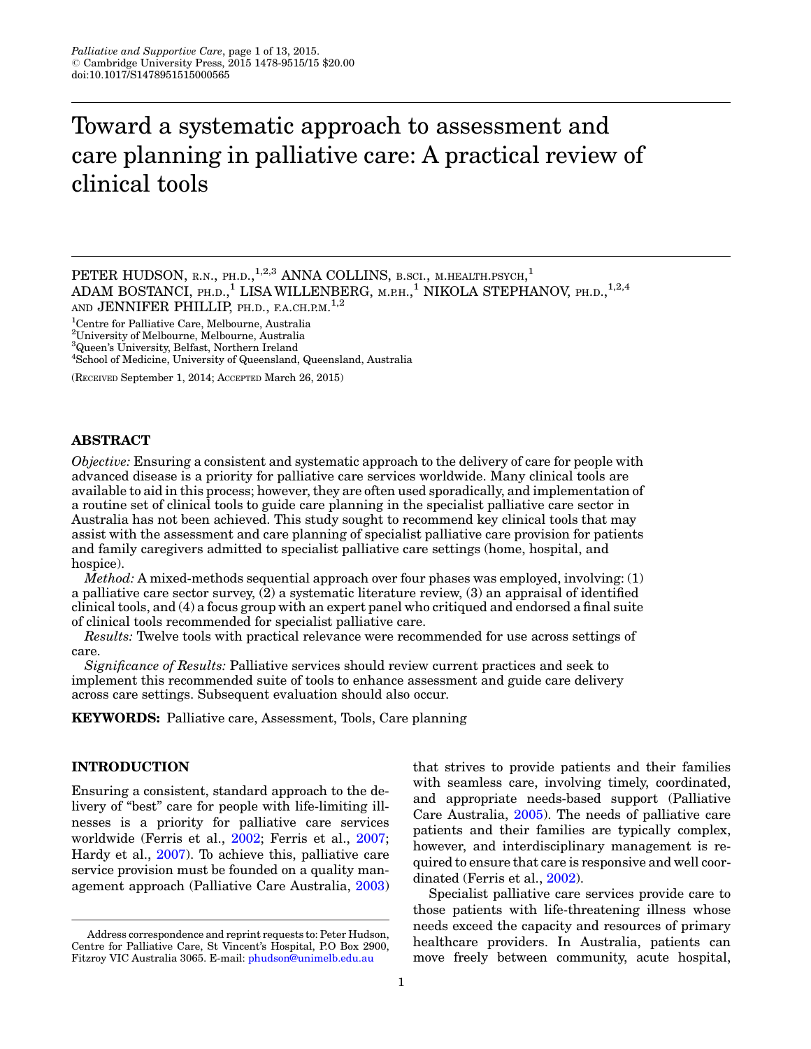# Toward a systematic approach to assessment and care planning in palliative care: A practical review of clinical tools

PETER HUDSON, R.N., PH.D.,[1,2,3] ANNA COLLINS, B.SCI., M.HEALTH.PSYCH,[1] ADAM BOSTANCI, PH.D.,[1] LISA WILLENBERG, M.P.H.,[1] NIKOLA STEPHANOV, PH.D.,[1,2,4] AND JENNIFER PHILLIP, PH.D., F.A.CH.P.M.[1,2]

[1]Centre for Palliative Care, Melbourne, Australia
[2]University of Melbourne, Melbourne, Australia
[3]Queen's University, Belfast, Northern Ireland
[4]School of Medicine, University of Queensland, Queensland, Australia

(RECEIVED September 1, 2014; ACCEPTED March 26, 2015)

## ABSTRACT

*Objective:* Ensuring a consistent and systematic approach to the delivery of care for people with advanced disease is a priority for palliative care services worldwide. Many clinical tools are available to aid in this process; however, they are often used sporadically, and implementation of a routine set of clinical tools to guide care planning in the specialist palliative care sector in Australia has not been achieved. This study sought to recommend key clinical tools that may assist with the assessment and care planning of specialist palliative care provision for patients and family caregivers admitted to specialist palliative care settings (home, hospital, and hospice).

*Method:* A mixed-methods sequential approach over four phases was employed, involving: (1) a palliative care sector survey, (2) a systematic literature review, (3) an appraisal of identified clinical tools, and (4) a focus group with an expert panel who critiqued and endorsed a final suite of clinical tools recommended for specialist palliative care.

*Results:* Twelve tools with practical relevance were recommended for use across settings of care.

*Significance of Results:* Palliative services should review current practices and seek to implement this recommended suite of tools to enhance assessment and guide care delivery across care settings. Subsequent evaluation should also occur.

**KEYWORDS:** Palliative care, Assessment, Tools, Care planning

## INTRODUCTION

Ensuring a consistent, standard approach to the delivery of "best" care for people with life-limiting illnesses is a priority for palliative care services worldwide (Ferris et al., 2002; Ferris et al., 2007; Hardy et al., 2007). To achieve this, palliative care service provision must be founded on a quality management approach (Palliative Care Australia, 2003) that strives to provide patients and their families with seamless care, involving timely, coordinated, and appropriate needs-based support (Palliative Care Australia, 2005). The needs of palliative care patients and their families are typically complex, however, and interdisciplinary management is required to ensure that care is responsive and well coordinated (Ferris et al., 2002).

Specialist palliative care services provide care to those patients with life-threatening illness whose needs exceed the capacity and resources of primary healthcare providers. In Australia, patients can move freely between community, acute hospital,

Address correspondence and reprint requests to: Peter Hudson, Centre for Palliative Care, St Vincent's Hospital, P.O Box 2900, Fitzroy VIC Australia 3065. E-mail: phudson@unimelb.edu.au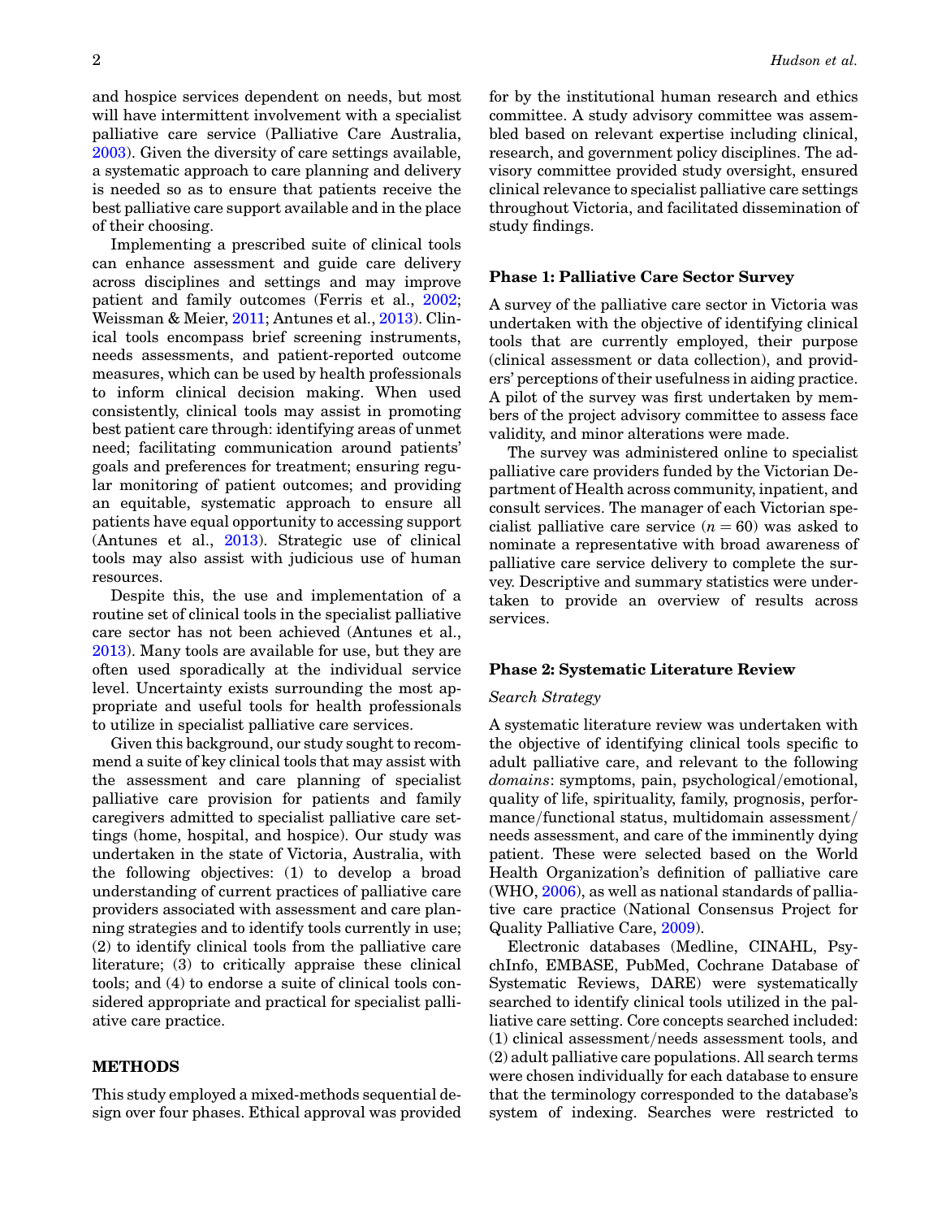and hospice services dependent on needs, but most will have intermittent involvement with a specialist palliative care service (Palliative Care Australia, 2003). Given the diversity of care settings available, a systematic approach to care planning and delivery is needed so as to ensure that patients receive the best palliative care support available and in the place of their choosing.

Implementing a prescribed suite of clinical tools can enhance assessment and guide care delivery across disciplines and settings and may improve patient and family outcomes (Ferris et al., 2002; Weissman & Meier, 2011; Antunes et al., 2013). Clinical tools encompass brief screening instruments, needs assessments, and patient-reported outcome measures, which can be used by health professionals to inform clinical decision making. When used consistently, clinical tools may assist in promoting best patient care through: identifying areas of unmet need; facilitating communication around patients' goals and preferences for treatment; ensuring regular monitoring of patient outcomes; and providing an equitable, systematic approach to ensure all patients have equal opportunity to accessing support (Antunes et al., 2013). Strategic use of clinical tools may also assist with judicious use of human resources.

Despite this, the use and implementation of a routine set of clinical tools in the specialist palliative care sector has not been achieved (Antunes et al., 2013). Many tools are available for use, but they are often used sporadically at the individual service level. Uncertainty exists surrounding the most appropriate and useful tools for health professionals to utilize in specialist palliative care services.

Given this background, our study sought to recommend a suite of key clinical tools that may assist with the assessment and care planning of specialist palliative care provision for patients and family caregivers admitted to specialist palliative care settings (home, hospital, and hospice). Our study was undertaken in the state of Victoria, Australia, with the following objectives: (1) to develop a broad understanding of current practices of palliative care providers associated with assessment and care planning strategies and to identify tools currently in use; (2) to identify clinical tools from the palliative care literature; (3) to critically appraise these clinical tools; and (4) to endorse a suite of clinical tools considered appropriate and practical for specialist palliative care practice.

## METHODS

This study employed a mixed-methods sequential design over four phases. Ethical approval was provided for by the institutional human research and ethics committee. A study advisory committee was assembled based on relevant expertise including clinical, research, and government policy disciplines. The advisory committee provided study oversight, ensured clinical relevance to specialist palliative care settings throughout Victoria, and facilitated dissemination of study findings.

### Phase 1: Palliative Care Sector Survey

A survey of the palliative care sector in Victoria was undertaken with the objective of identifying clinical tools that are currently employed, their purpose (clinical assessment or data collection), and providers' perceptions of their usefulness in aiding practice. A pilot of the survey was first undertaken by members of the project advisory committee to assess face validity, and minor alterations were made.

The survey was administered online to specialist palliative care providers funded by the Victorian Department of Health across community, inpatient, and consult services. The manager of each Victorian specialist palliative care service ($n = 60$) was asked to nominate a representative with broad awareness of palliative care service delivery to complete the survey. Descriptive and summary statistics were undertaken to provide an overview of results across services.

### Phase 2: Systematic Literature Review

#### *Search Strategy*

A systematic literature review was undertaken with the objective of identifying clinical tools specific to adult palliative care, and relevant to the following *domains*: symptoms, pain, psychological/emotional, quality of life, spirituality, family, prognosis, performance/functional status, multidomain assessment/needs assessment, and care of the imminently dying patient. These were selected based on the World Health Organization's definition of palliative care (WHO, 2006), as well as national standards of palliative care practice (National Consensus Project for Quality Palliative Care, 2009).

Electronic databases (Medline, CINAHL, PsychInfo, EMBASE, PubMed, Cochrane Database of Systematic Reviews, DARE) were systematically searched to identify clinical tools utilized in the palliative care setting. Core concepts searched included: (1) clinical assessment/needs assessment tools, and (2) adult palliative care populations. All search terms were chosen individually for each database to ensure that the terminology corresponded to the database's system of indexing. Searches were restricted to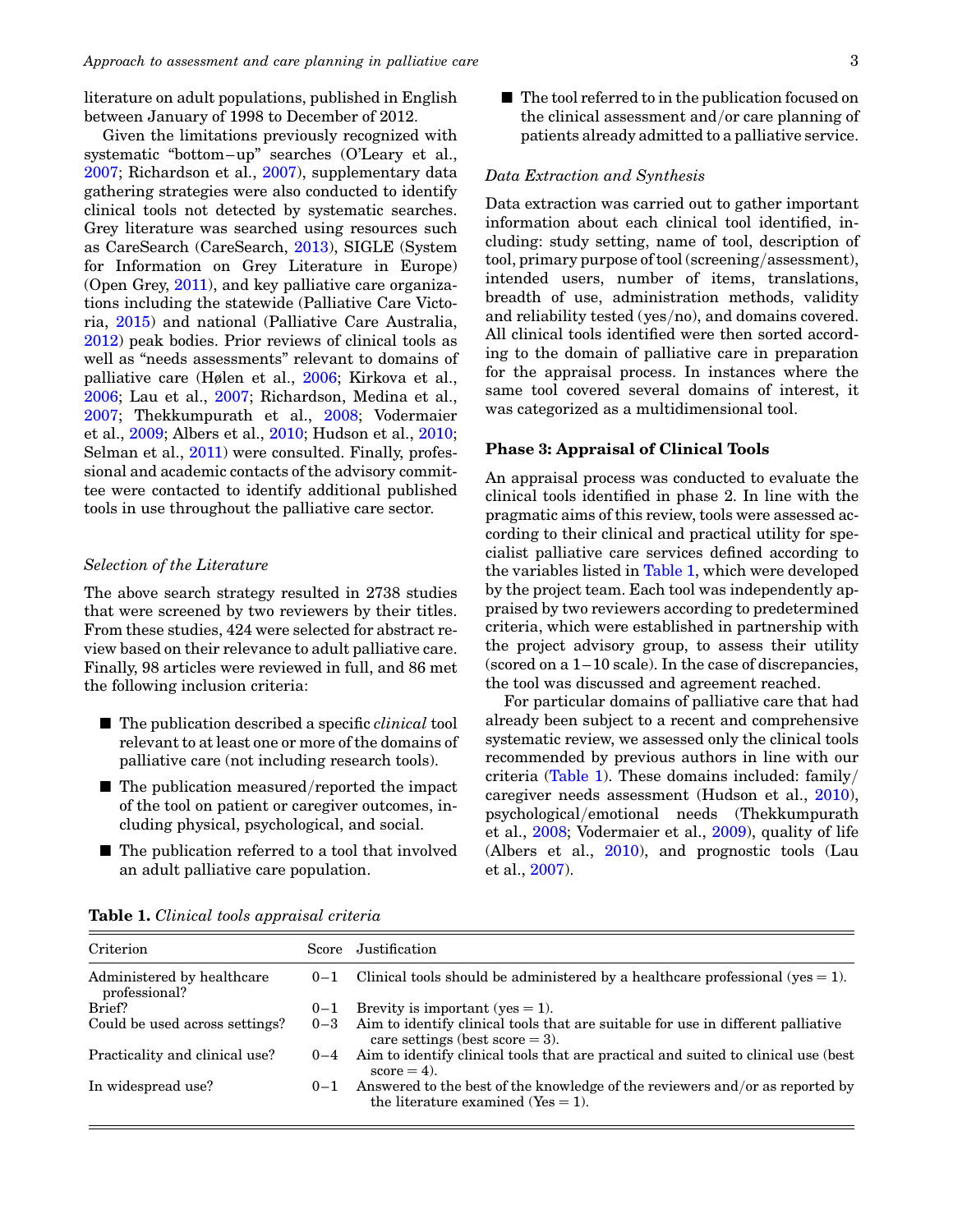literature on adult populations, published in English between January of 1998 to December of 2012.

Given the limitations previously recognized with systematic "bottom–up" searches (O'Leary et al., 2007; Richardson et al., 2007), supplementary data gathering strategies were also conducted to identify clinical tools not detected by systematic searches. Grey literature was searched using resources such as CareSearch (CareSearch, 2013), SIGLE (System for Information on Grey Literature in Europe) (Open Grey, 2011), and key palliative care organizations including the statewide (Palliative Care Victoria, 2015) and national (Palliative Care Australia, 2012) peak bodies. Prior reviews of clinical tools as well as "needs assessments" relevant to domains of palliative care (Hølen et al., 2006; Kirkova et al., 2006; Lau et al., 2007; Richardson, Medina et al., 2007; Thekkumpurath et al., 2008; Vodermaier et al., 2009; Albers et al., 2010; Hudson et al., 2010; Selman et al., 2011) were consulted. Finally, professional and academic contacts of the advisory committee were contacted to identify additional published tools in use throughout the palliative care sector.

### *Selection of the Literature*

The above search strategy resulted in 2738 studies that were screened by two reviewers by their titles. From these studies, 424 were selected for abstract review based on their relevance to adult palliative care. Finally, 98 articles were reviewed in full, and 86 met the following inclusion criteria:

- The publication described a specific *clinical* tool relevant to at least one or more of the domains of palliative care (not including research tools).
- The publication measured/reported the impact of the tool on patient or caregiver outcomes, including physical, psychological, and social.
- The publication referred to a tool that involved an adult palliative care population.
- The tool referred to in the publication focused on the clinical assessment and/or care planning of patients already admitted to a palliative service.

### *Data Extraction and Synthesis*

Data extraction was carried out to gather important information about each clinical tool identified, including: study setting, name of tool, description of tool, primary purpose of tool (screening/assessment), intended users, number of items, translations, breadth of use, administration methods, validity and reliability tested (yes/no), and domains covered. All clinical tools identified were then sorted according to the domain of palliative care in preparation for the appraisal process. In instances where the same tool covered several domains of interest, it was categorized as a multidimensional tool.

## Phase 3: Appraisal of Clinical Tools

An appraisal process was conducted to evaluate the clinical tools identified in phase 2. In line with the pragmatic aims of this review, tools were assessed according to their clinical and practical utility for specialist palliative care services defined according to the variables listed in Table 1, which were developed by the project team. Each tool was independently appraised by two reviewers according to predetermined criteria, which were established in partnership with the project advisory group, to assess their utility (scored on a 1–10 scale). In the case of discrepancies, the tool was discussed and agreement reached.

For particular domains of palliative care that had already been subject to a recent and comprehensive systematic review, we assessed only the clinical tools recommended by previous authors in line with our criteria (Table 1). These domains included: family/caregiver needs assessment (Hudson et al., 2010), psychological/emotional needs (Thekkumpurath et al., 2008; Vodermaier et al., 2009), quality of life (Albers et al., 2010), and prognostic tools (Lau et al., 2007).

**Table 1.** *Clinical tools appraisal criteria*

| Criterion | Score | Justification |
|---|---|---|
| Administered by healthcare professional? | 0–1 | Clinical tools should be administered by a healthcare professional (yes = 1). |
| Brief? | 0–1 | Brevity is important (yes = 1). |
| Could be used across settings? | 0–3 | Aim to identify clinical tools that are suitable for use in different palliative care settings (best score = 3). |
| Practicality and clinical use? | 0–4 | Aim to identify clinical tools that are practical and suited to clinical use (best score = 4). |
| In widespread use? | 0–1 | Answered to the best of the knowledge of the reviewers and/or as reported by the literature examined (Yes = 1). |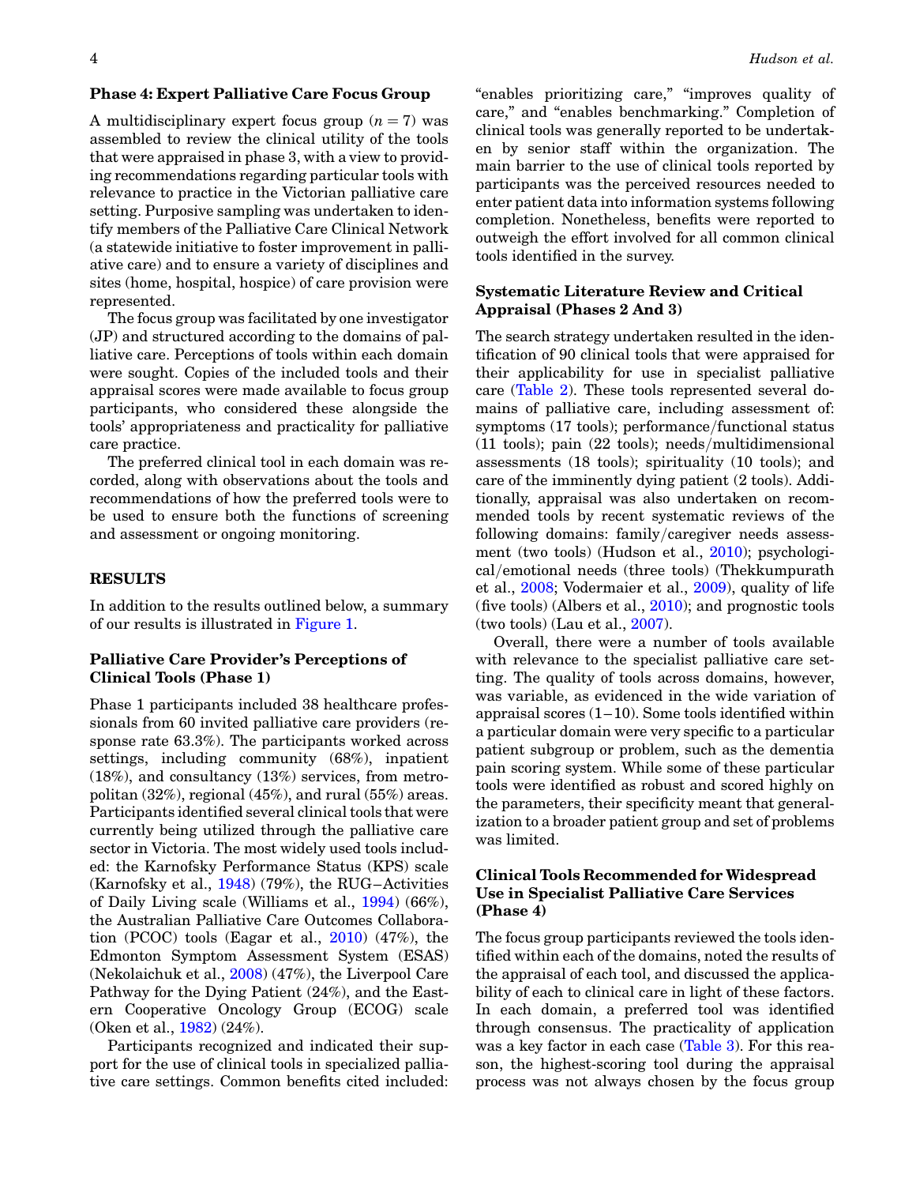### Phase 4: Expert Palliative Care Focus Group

A multidisciplinary expert focus group ($n = 7$) was assembled to review the clinical utility of the tools that were appraised in phase 3, with a view to providing recommendations regarding particular tools with relevance to practice in the Victorian palliative care setting. Purposive sampling was undertaken to identify members of the Palliative Care Clinical Network (a statewide initiative to foster improvement in palliative care) and to ensure a variety of disciplines and sites (home, hospital, hospice) of care provision were represented.

The focus group was facilitated by one investigator (JP) and structured according to the domains of palliative care. Perceptions of tools within each domain were sought. Copies of the included tools and their appraisal scores were made available to focus group participants, who considered these alongside the tools' appropriateness and practicality for palliative care practice.

The preferred clinical tool in each domain was recorded, along with observations about the tools and recommendations of how the preferred tools were to be used to ensure both the functions of screening and assessment or ongoing monitoring.

## RESULTS

In addition to the results outlined below, a summary of our results is illustrated in Figure 1.

### Palliative Care Provider's Perceptions of Clinical Tools (Phase 1)

Phase 1 participants included 38 healthcare professionals from 60 invited palliative care providers (response rate 63.3%). The participants worked across settings, including community (68%), inpatient (18%), and consultancy (13%) services, from metropolitan (32%), regional (45%), and rural (55%) areas. Participants identified several clinical tools that were currently being utilized through the palliative care sector in Victoria. The most widely used tools included: the Karnofsky Performance Status (KPS) scale (Karnofsky et al., 1948) (79%), the RUG–Activities of Daily Living scale (Williams et al., 1994) (66%), the Australian Palliative Care Outcomes Collaboration (PCOC) tools (Eagar et al., 2010) (47%), the Edmonton Symptom Assessment System (ESAS) (Nekolaichuk et al., 2008) (47%), the Liverpool Care Pathway for the Dying Patient (24%), and the Eastern Cooperative Oncology Group (ECOG) scale (Oken et al., 1982) (24%).

Participants recognized and indicated their support for the use of clinical tools in specialized palliative care settings. Common benefits cited included: "enables prioritizing care," "improves quality of care," and "enables benchmarking." Completion of clinical tools was generally reported to be undertaken by senior staff within the organization. The main barrier to the use of clinical tools reported by participants was the perceived resources needed to enter patient data into information systems following completion. Nonetheless, benefits were reported to outweigh the effort involved for all common clinical tools identified in the survey.

### Systematic Literature Review and Critical Appraisal (Phases 2 And 3)

The search strategy undertaken resulted in the identification of 90 clinical tools that were appraised for their applicability for use in specialist palliative care (Table 2). These tools represented several domains of palliative care, including assessment of: symptoms (17 tools); performance/functional status (11 tools); pain (22 tools); needs/multidimensional assessments (18 tools); spirituality (10 tools); and care of the imminently dying patient (2 tools). Additionally, appraisal was also undertaken on recommended tools by recent systematic reviews of the following domains: family/caregiver needs assessment (two tools) (Hudson et al., 2010); psychological/emotional needs (three tools) (Thekkumpurath et al., 2008; Vodermaier et al., 2009), quality of life (five tools) (Albers et al., 2010); and prognostic tools (two tools) (Lau et al., 2007).

Overall, there were a number of tools available with relevance to the specialist palliative care setting. The quality of tools across domains, however, was variable, as evidenced in the wide variation of appraisal scores (1–10). Some tools identified within a particular domain were very specific to a particular patient subgroup or problem, such as the dementia pain scoring system. While some of these particular tools were identified as robust and scored highly on the parameters, their specificity meant that generalization to a broader patient group and set of problems was limited.

### Clinical Tools Recommended for Widespread Use in Specialist Palliative Care Services (Phase 4)

The focus group participants reviewed the tools identified within each of the domains, noted the results of the appraisal of each tool, and discussed the applicability of each to clinical care in light of these factors. In each domain, a preferred tool was identified through consensus. The practicality of application was a key factor in each case (Table 3). For this reason, the highest-scoring tool during the appraisal process was not always chosen by the focus group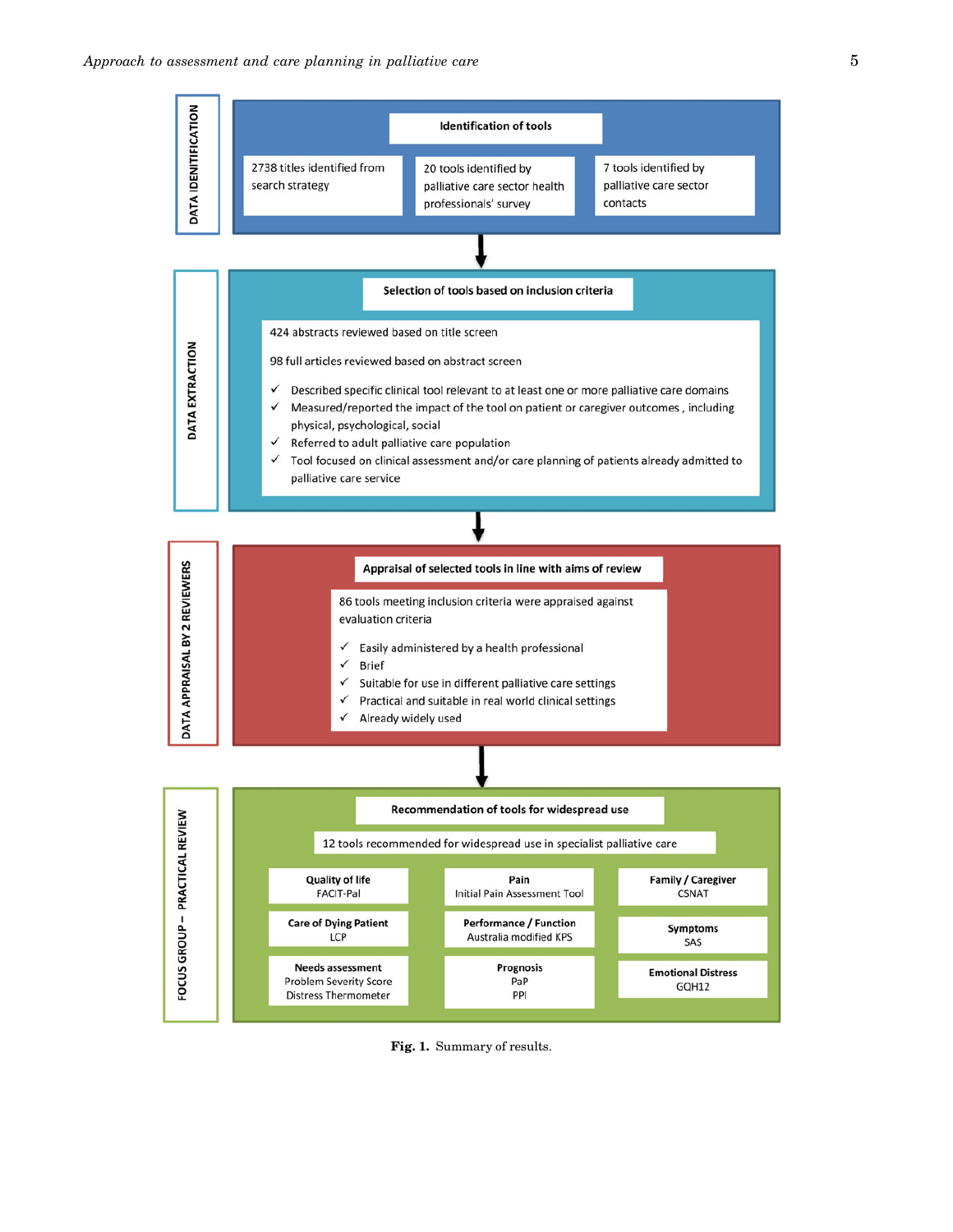**DATA IDENITIFICATION**

**Identification of tools**

- 2738 titles identified from search strategy
- 20 tools identified by palliative care sector health professionals' survey
- 7 tools identified by palliative care sector contacts

**DATA EXTRACTION**

**Selection of tools based on inclusion criteria**

424 abstracts reviewed based on title screen

98 full articles reviewed based on abstract screen

- ✓ Described specific clinical tool relevant to at least one or more palliative care domains
- ✓ Measured/reported the impact of the tool on patient or caregiver outcomes , including physical, psychological, social
- ✓ Referred to adult palliative care population
- ✓ Tool focused on clinical assessment and/or care planning of patients already admitted to palliative care service

**DATA APPRAISAL BY 2 REVIEWERS**

**Appraisal of selected tools in line with aims of review**

86 tools meeting inclusion criteria were appraised against evaluation criteria

- ✓ Easily administered by a health professional
- ✓ Brief
- ✓ Suitable for use in different palliative care settings
- ✓ Practical and suitable in real world clinical settings
- ✓ Already widely used

**FOCUS GROUP – PRACTICAL REVIEW**

**Recommendation of tools for widespread use**

12 tools recommended for widespread use in specialist palliative care

| | | |
|---|---|---|
| **Quality of life** FACIT-Pal | **Pain** Initial Pain Assessment Tool | **Family / Caregiver** CSNAT |
| **Care of Dying Patient** LCP | **Performance / Function** Australia modified KPS | **Symptoms** SAS |
| **Needs assessment** Problem Severity Score, Distress Thermometer | **Prognosis** PaP, PPI | **Emotional Distress** GQH12 |

**Fig. 1.** Summary of results.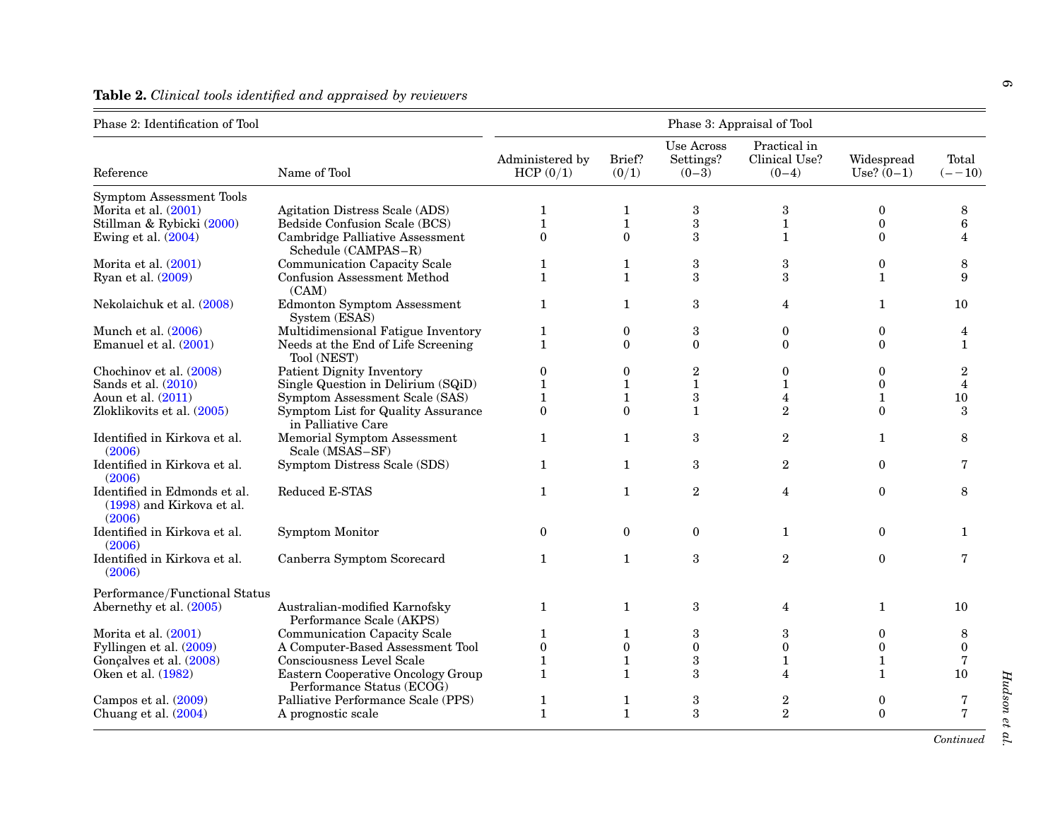**Table 2.** *Clinical tools identified and appraised by reviewers*

| Phase 2: Identification of Tool | | Phase 3: Appraisal of Tool | | | | | |
|---|---|---|---|---|---|---|---|
| Reference | Name of Tool | Administered by HCP (0/1) | Brief? (0/1) | Use Across Settings? (0–3) | Practical in Clinical Use? (0–4) | Widespread Use? (0–1) | Total (– –10) |
| Symptom Assessment Tools | | | | | | | |
| Morita et al. (2001) | Agitation Distress Scale (ADS) | 1 | 1 | 3 | 3 | 0 | 8 |
| Stillman & Rybicki (2000) | Bedside Confusion Scale (BCS) | 1 | 1 | 3 | 1 | 0 | 6 |
| Ewing et al. (2004) | Cambridge Palliative Assessment Schedule (CAMPAS–R) | 0 | 0 | 3 | 1 | 0 | 4 |
| Morita et al. (2001) | Communication Capacity Scale | 1 | 1 | 3 | 3 | 0 | 8 |
| Ryan et al. (2009) | Confusion Assessment Method (CAM) | 1 | 1 | 3 | 3 | 1 | 9 |
| Nekolaichuk et al. (2008) | Edmonton Symptom Assessment System (ESAS) | 1 | 1 | 3 | 4 | 1 | 10 |
| Munch et al. (2006) | Multidimensional Fatigue Inventory | 1 | 0 | 3 | 0 | 0 | 4 |
| Emanuel et al. (2001) | Needs at the End of Life Screening Tool (NEST) | 1 | 0 | 0 | 0 | 0 | 1 |
| Chochinov et al. (2008) | Patient Dignity Inventory | 0 | 0 | 2 | 0 | 0 | 2 |
| Sands et al. (2010) | Single Question in Delirium (SQiD) | 1 | 1 | 1 | 1 | 0 | 4 |
| Aoun et al. (2011) | Symptom Assessment Scale (SAS) | 1 | 1 | 3 | 4 | 1 | 10 |
| Zloklikovits et al. (2005) | Symptom List for Quality Assurance in Palliative Care | 0 | 0 | 1 | 2 | 0 | 3 |
| Identified in Kirkova et al. (2006) | Memorial Symptom Assessment Scale (MSAS–SF) | 1 | 1 | 3 | 2 | 1 | 8 |
| Identified in Kirkova et al. (2006) | Symptom Distress Scale (SDS) | 1 | 1 | 3 | 2 | 0 | 7 |
| Identified in Edmonds et al. (1998) and Kirkova et al. (2006) | Reduced E-STAS | 1 | 1 | 2 | 4 | 0 | 8 |
| Identified in Kirkova et al. (2006) | Symptom Monitor | 0 | 0 | 0 | 1 | 0 | 1 |
| Identified in Kirkova et al. (2006) | Canberra Symptom Scorecard | 1 | 1 | 3 | 2 | 0 | 7 |
| Performance/Functional Status | | | | | | | |
| Abernethy et al. (2005) | Australian-modified Karnofsky Performance Scale (AKPS) | 1 | 1 | 3 | 4 | 1 | 10 |
| Morita et al. (2001) | Communication Capacity Scale | 1 | 1 | 3 | 3 | 0 | 8 |
| Fyllingen et al. (2009) | A Computer-Based Assessment Tool | 0 | 0 | 0 | 0 | 0 | 0 |
| Gonçalves et al. (2008) | Consciousness Level Scale | 1 | 1 | 3 | 1 | 1 | 7 |
| Oken et al. (1982) | Eastern Cooperative Oncology Group Performance Status (ECOG) | 1 | 1 | 3 | 4 | 1 | 10 |
| Campos et al. (2009) | Palliative Performance Scale (PPS) | 1 | 1 | 3 | 2 | 0 | 7 |
| Chuang et al. (2004) | A prognostic scale | 1 | 1 | 3 | 2 | 0 | 7 |

*Continued*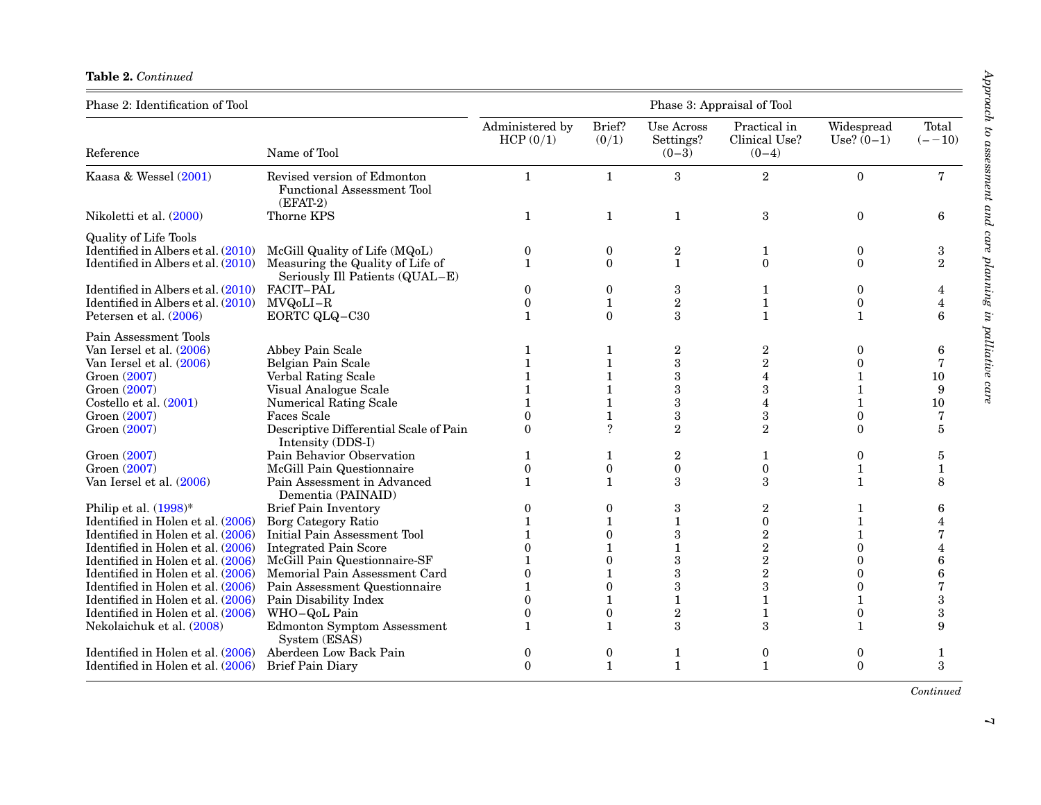**Table 2.** *Continued*

| Phase 2: Identification of Tool | | Phase 3: Appraisal of Tool | | | | | |
|---|---|---|---|---|---|---|---|
| Reference | Name of Tool | Administered by HCP (0/1) | Brief? (0/1) | Use Across Settings? (0−3) | Practical in Clinical Use? (0−4) | Widespread Use? (0−1) | Total (− −10) |
| Kaasa & Wessel (2001) | Revised version of Edmonton Functional Assessment Tool (EFAT-2) | 1 | 1 | 3 | 2 | 0 | 7 |
| Nikoletti et al. (2000) | Thorne KPS | 1 | 1 | 1 | 3 | 0 | 6 |
| Quality of Life Tools | | | | | | | |
| Identified in Albers et al. (2010) | McGill Quality of Life (MQoL) | 0 | 0 | 2 | 1 | 0 | 3 |
| Identified in Albers et al. (2010) | Measuring the Quality of Life of Seriously Ill Patients (QUAL−E) | 1 | 0 | 1 | 0 | 0 | 2 |
| Identified in Albers et al. (2010) | FACIT−PAL | 0 | 0 | 3 | 1 | 0 | 4 |
| Identified in Albers et al. (2010) | MVQoLI−R | 0 | 1 | 2 | 1 | 0 | 4 |
| Petersen et al. (2006) | EORTC QLQ−C30 | 1 | 0 | 3 | 1 | 1 | 6 |
| Pain Assessment Tools | | | | | | | |
| Van Iersel et al. (2006) | Abbey Pain Scale | 1 | 1 | 2 | 2 | 0 | 6 |
| Van Iersel et al. (2006) | Belgian Pain Scale | 1 | 1 | 3 | 2 | 0 | 7 |
| Groen (2007) | Verbal Rating Scale | 1 | 1 | 3 | 4 | 1 | 10 |
| Groen (2007) | Visual Analogue Scale | 1 | 1 | 3 | 3 | 1 | 9 |
| Costello et al. (2001) | Numerical Rating Scale | 1 | 1 | 3 | 4 | 1 | 10 |
| Groen (2007) | Faces Scale | 0 | 1 | 3 | 3 | 0 | 7 |
| Groen (2007) | Descriptive Differential Scale of Pain Intensity (DDS-I) | 0 | ? | 2 | 2 | 0 | 5 |
| Groen (2007) | Pain Behavior Observation | 1 | 1 | 2 | 1 | 0 | 5 |
| Groen (2007) | McGill Pain Questionnaire | 0 | 0 | 0 | 0 | 1 | 1 |
| Van Iersel et al. (2006) | Pain Assessment in Advanced Dementia (PAINAID) | 1 | 1 | 3 | 3 | 1 | 8 |
| Philip et al. (1998)* | Brief Pain Inventory | 0 | 0 | 3 | 2 | 1 | 6 |
| Identified in Holen et al. (2006) | Borg Category Ratio | 1 | 1 | 1 | 0 | 1 | 4 |
| Identified in Holen et al. (2006) | Initial Pain Assessment Tool | 1 | 0 | 3 | 2 | 1 | 7 |
| Identified in Holen et al. (2006) | Integrated Pain Score | 0 | 1 | 1 | 2 | 0 | 4 |
| Identified in Holen et al. (2006) | McGill Pain Questionnaire-SF | 1 | 0 | 3 | 2 | 0 | 6 |
| Identified in Holen et al. (2006) | Memorial Pain Assessment Card | 0 | 1 | 3 | 2 | 0 | 6 |
| Identified in Holen et al. (2006) | Pain Assessment Questionnaire | 1 | 0 | 3 | 3 | 0 | 7 |
| Identified in Holen et al. (2006) | Pain Disability Index | 0 | 1 | 1 | 1 | 1 | 3 |
| Identified in Holen et al. (2006) | WHO−QoL Pain | 0 | 0 | 2 | 1 | 0 | 3 |
| Nekolaichuk et al. (2008) | Edmonton Symptom Assessment System (ESAS) | 1 | 1 | 3 | 3 | 1 | 9 |
| Identified in Holen et al. (2006) | Aberdeen Low Back Pain | 0 | 0 | 1 | 0 | 0 | 1 |
| Identified in Holen et al. (2006) | Brief Pain Diary | 0 | 1 | 1 | 1 | 0 | 3 |

*Continued*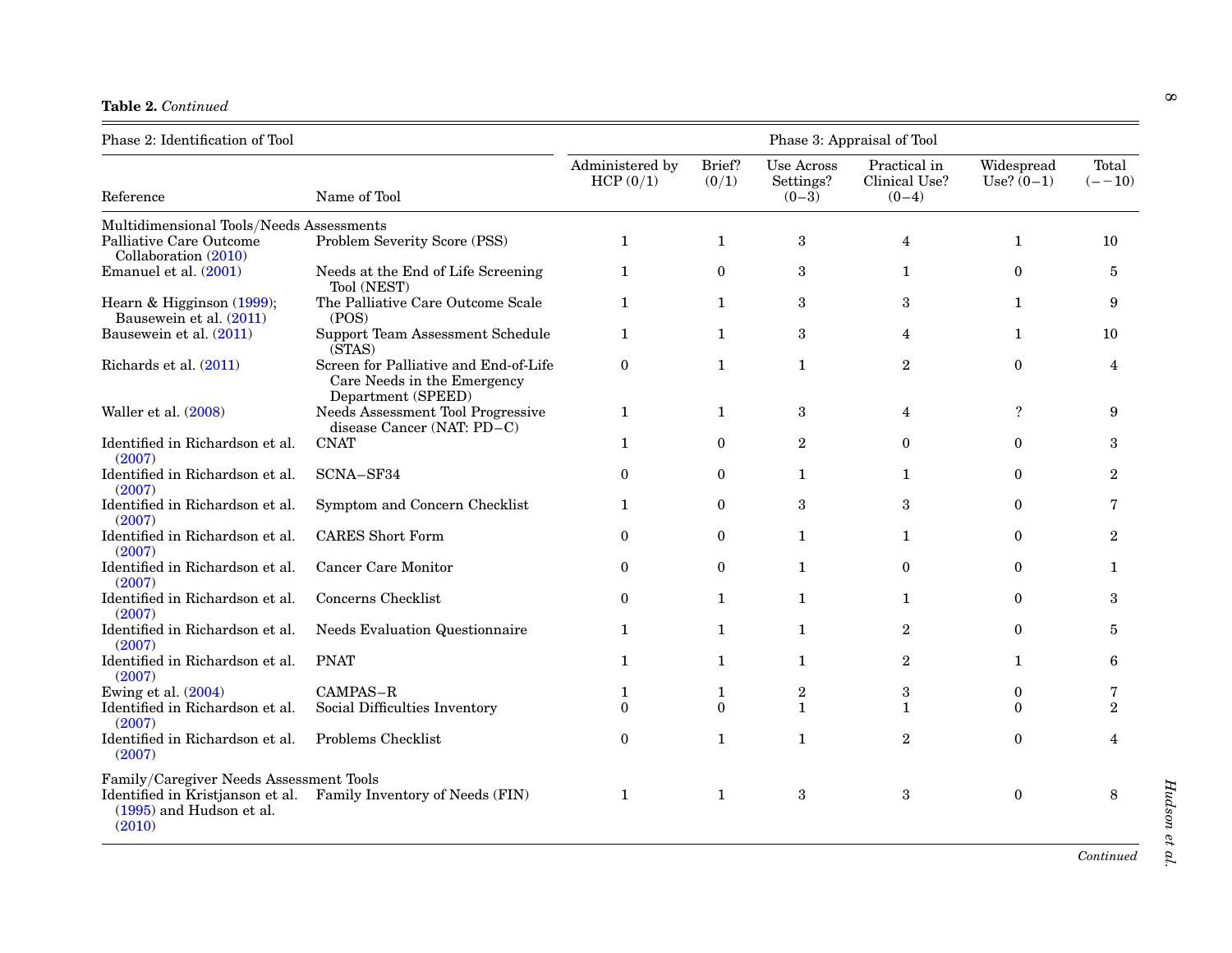**Table 2.** *Continued*

| Phase 2: Identification of Tool | | Phase 3: Appraisal of Tool | | | | | |
|---|---|---|---|---|---|---|---|
| Reference | Name of Tool | Administered by HCP (0/1) | Brief? (0/1) | Use Across Settings? (0–3) | Practical in Clinical Use? (0–4) | Widespread Use? (0–1) | Total (− −10) |
| Multidimensional Tools/Needs Assessments | | | | | | | |
| Palliative Care Outcome Collaboration (2010) | Problem Severity Score (PSS) | 1 | 1 | 3 | 4 | 1 | 10 |
| Emanuel et al. (2001) | Needs at the End of Life Screening Tool (NEST) | 1 | 0 | 3 | 1 | 0 | 5 |
| Hearn & Higginson (1999); Bausewein et al. (2011) | The Palliative Care Outcome Scale (POS) | 1 | 1 | 3 | 3 | 1 | 9 |
| Bausewein et al. (2011) | Support Team Assessment Schedule (STAS) | 1 | 1 | 3 | 4 | 1 | 10 |
| Richards et al. (2011) | Screen for Palliative and End-of-Life Care Needs in the Emergency Department (SPEED) | 0 | 1 | 1 | 2 | 0 | 4 |
| Waller et al. (2008) | Needs Assessment Tool Progressive disease Cancer (NAT: PD−C) | 1 | 1 | 3 | 4 | ? | 9 |
| Identified in Richardson et al. (2007) | CNAT | 1 | 0 | 2 | 0 | 0 | 3 |
| Identified in Richardson et al. (2007) | SCNA−SF34 | 0 | 0 | 1 | 1 | 0 | 2 |
| Identified in Richardson et al. (2007) | Symptom and Concern Checklist | 1 | 0 | 3 | 3 | 0 | 7 |
| Identified in Richardson et al. (2007) | CARES Short Form | 0 | 0 | 1 | 1 | 0 | 2 |
| Identified in Richardson et al. (2007) | Cancer Care Monitor | 0 | 0 | 1 | 0 | 0 | 1 |
| Identified in Richardson et al. (2007) | Concerns Checklist | 0 | 1 | 1 | 1 | 0 | 3 |
| Identified in Richardson et al. (2007) | Needs Evaluation Questionnaire | 1 | 1 | 1 | 2 | 0 | 5 |
| Identified in Richardson et al. (2007) | PNAT | 1 | 1 | 1 | 2 | 1 | 6 |
| Ewing et al. (2004) | CAMPAS−R | 1 | 1 | 2 | 3 | 0 | 7 |
| Identified in Richardson et al. (2007) | Social Difficulties Inventory | 0 | 0 | 1 | 1 | 0 | 2 |
| Identified in Richardson et al. (2007) | Problems Checklist | 0 | 1 | 1 | 2 | 0 | 4 |
| Family/Caregiver Needs Assessment Tools | | | | | | | |
| Identified in Kristjanson et al. (1995) and Hudson et al. (2010) | Family Inventory of Needs (FIN) | 1 | 1 | 3 | 3 | 0 | 8 |

*Continued*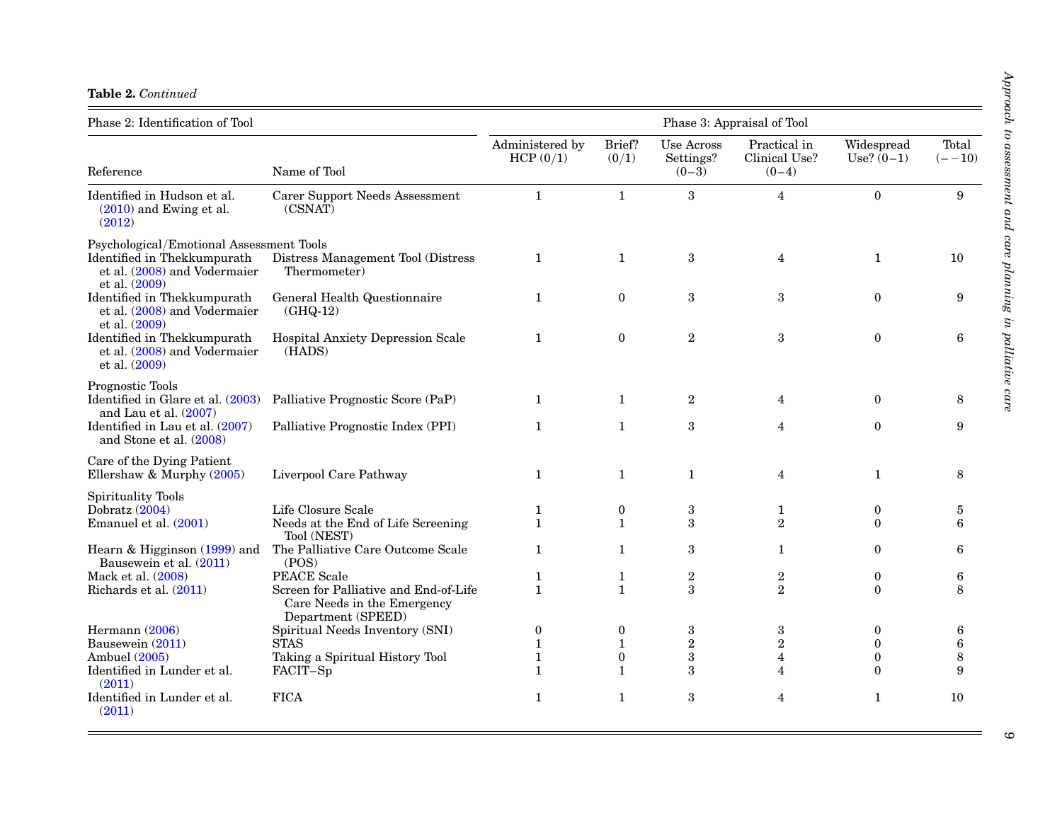**Table 2.** *Continued*

| Phase 2: Identification of Tool | | Phase 3: Appraisal of Tool | | | | | |
|---|---|---|---|---|---|---|---|
| Reference | Name of Tool | Administered by HCP (0/1) | Brief? (0/1) | Use Across Settings? (0–3) | Practical in Clinical Use? (0–4) | Widespread Use? (0–1) | Total (– –10) |
| Identified in Hudson et al. (2010) and Ewing et al. (2012) | Carer Support Needs Assessment (CSNAT) | 1 | 1 | 3 | 4 | 0 | 9 |
| Psychological/Emotional Assessment Tools | | | | | | | |
| Identified in Thekkumpurath et al. (2008) and Vodermaier et al. (2009) | Distress Management Tool (Distress Thermometer) | 1 | 1 | 3 | 4 | 1 | 10 |
| Identified in Thekkumpurath et al. (2008) and Vodermaier et al. (2009) | General Health Questionnaire (GHQ-12) | 1 | 0 | 3 | 3 | 0 | 9 |
| Identified in Thekkumpurath et al. (2008) and Vodermaier et al. (2009) | Hospital Anxiety Depression Scale (HADS) | 1 | 0 | 2 | 3 | 0 | 6 |
| Prognostic Tools | | | | | | | |
| Identified in Glare et al. (2003) and Lau et al. (2007) | Palliative Prognostic Score (PaP) | 1 | 1 | 2 | 4 | 0 | 8 |
| Identified in Lau et al. (2007) and Stone et al. (2008) | Palliative Prognostic Index (PPI) | 1 | 1 | 3 | 4 | 0 | 9 |
| Care of the Dying Patient | | | | | | | |
| Ellershaw & Murphy (2005) | Liverpool Care Pathway | 1 | 1 | 1 | 4 | 1 | 8 |
| Spirituality Tools | | | | | | | |
| Dobratz (2004) | Life Closure Scale | 1 | 0 | 3 | 1 | 0 | 5 |
| Emanuel et al. (2001) | Needs at the End of Life Screening Tool (NEST) | 1 | 1 | 3 | 2 | 0 | 6 |
| Hearn & Higginson (1999) and Bausewein et al. (2011) | The Palliative Care Outcome Scale (POS) | 1 | 1 | 3 | 1 | 0 | 6 |
| Mack et al. (2008) | PEACE Scale | 1 | 1 | 2 | 2 | 0 | 6 |
| Richards et al. (2011) | Screen for Palliative and End-of-Life Care Needs in the Emergency Department (SPEED) | 1 | 1 | 3 | 2 | 0 | 8 |
| Hermann (2006) | Spiritual Needs Inventory (SNI) | 0 | 0 | 3 | 3 | 0 | 6 |
| Bausewein (2011) | STAS | 1 | 1 | 2 | 2 | 0 | 6 |
| Ambuel (2005) | Taking a Spiritual History Tool | 1 | 0 | 3 | 4 | 0 | 8 |
| Identified in Lunder et al. (2011) | FACIT–Sp | 1 | 1 | 3 | 4 | 0 | 9 |
| Identified in Lunder et al. (2011) | FICA | 1 | 1 | 3 | 4 | 1 | 10 |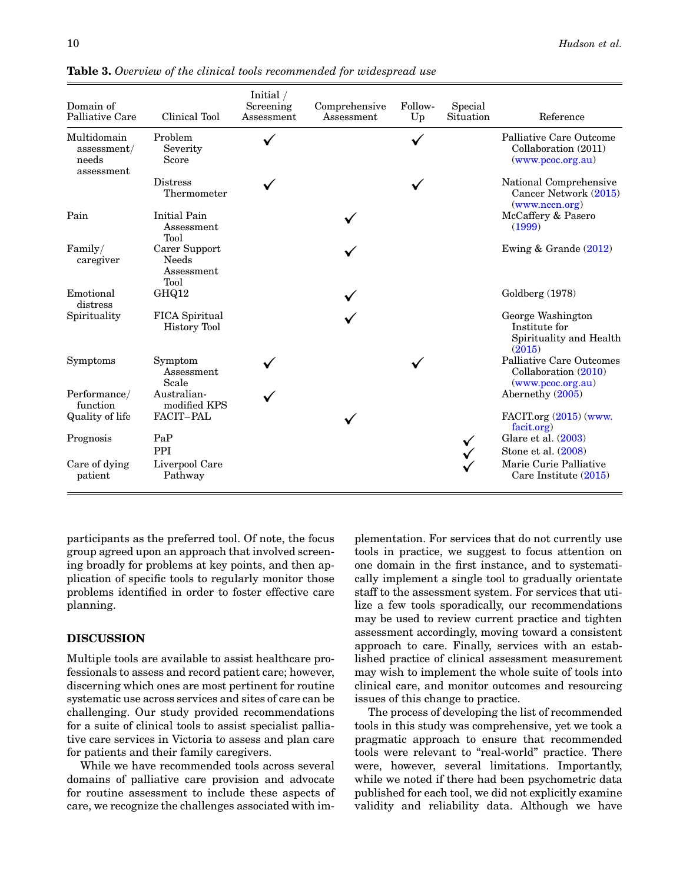**Table 3.** *Overview of the clinical tools recommended for widespread use*

| Domain of Palliative Care | Clinical Tool | Initial / Screening Assessment | Comprehensive Assessment | Follow-Up | Special Situation | Reference |
|---|---|---|---|---|---|---|
| Multidomain assessment/ needs assessment | Problem Severity Score | ✓ | | ✓ | | Palliative Care Outcome Collaboration (2011) (www.pcoc.org.au) |
| | Distress Thermometer | ✓ | | ✓ | | National Comprehensive Cancer Network (2015) (www.nccn.org) |
| Pain | Initial Pain Assessment Tool | | ✓ | | | McCaffery & Pasero (1999) |
| Family/ caregiver | Carer Support Needs Assessment Tool | | ✓ | | | Ewing & Grande (2012) |
| Emotional distress | GHQ12 | | ✓ | | | Goldberg (1978) |
| Spirituality | FICA Spiritual History Tool | | ✓ | | | George Washington Institute for Spirituality and Health (2015) |
| Symptoms | Symptom Assessment Scale | ✓ | | ✓ | | Palliative Care Outcomes Collaboration (2010) (www.pcoc.org.au) |
| Performance/ function | Australian-modified KPS | ✓ | | | | Abernethy (2005) |
| Quality of life | FACIT–PAL | | ✓ | | | FACIT.org (2015) (www.facit.org) |
| Prognosis | PaP | | | | ✓ | Glare et al. (2003) |
| | PPI | | | | ✓ | Stone et al. (2008) |
| Care of dying patient | Liverpool Care Pathway | | | | ✓ | Marie Curie Palliative Care Institute (2015) |

participants as the preferred tool. Of note, the focus group agreed upon an approach that involved screening broadly for problems at key points, and then application of specific tools to regularly monitor those problems identified in order to foster effective care planning.

## DISCUSSION

Multiple tools are available to assist healthcare professionals to assess and record patient care; however, discerning which ones are most pertinent for routine systematic use across services and sites of care can be challenging. Our study provided recommendations for a suite of clinical tools to assist specialist palliative care services in Victoria to assess and plan care for patients and their family caregivers.

While we have recommended tools across several domains of palliative care provision and advocate for routine assessment to include these aspects of care, we recognize the challenges associated with implementation. For services that do not currently use tools in practice, we suggest to focus attention on one domain in the first instance, and to systematically implement a single tool to gradually orientate staff to the assessment system. For services that utilize a few tools sporadically, our recommendations may be used to review current practice and tighten assessment accordingly, moving toward a consistent approach to care. Finally, services with an established practice of clinical assessment measurement may wish to implement the whole suite of tools into clinical care, and monitor outcomes and resourcing issues of this change to practice.

The process of developing the list of recommended tools in this study was comprehensive, yet we took a pragmatic approach to ensure that recommended tools were relevant to "real-world" practice. There were, however, several limitations. Importantly, while we noted if there had been psychometric data published for each tool, we did not explicitly examine validity and reliability data. Although we have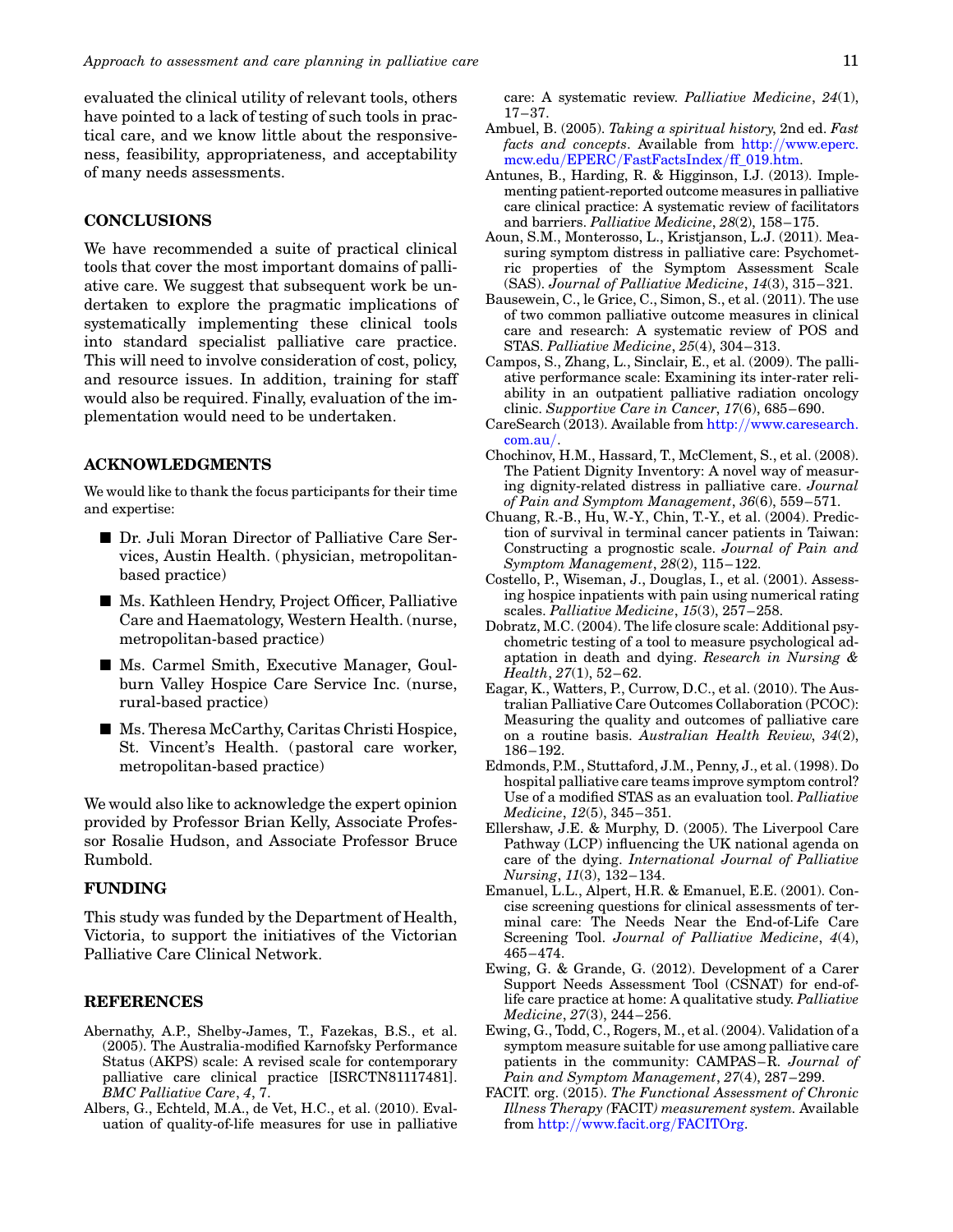evaluated the clinical utility of relevant tools, others have pointed to a lack of testing of such tools in practical care, and we know little about the responsiveness, feasibility, appropriateness, and acceptability of many needs assessments.

## CONCLUSIONS

We have recommended a suite of practical clinical tools that cover the most important domains of palliative care. We suggest that subsequent work be undertaken to explore the pragmatic implications of systematically implementing these clinical tools into standard specialist palliative care practice. This will need to involve consideration of cost, policy, and resource issues. In addition, training for staff would also be required. Finally, evaluation of the implementation would need to be undertaken.

## ACKNOWLEDGMENTS

We would like to thank the focus participants for their time and expertise:

- Dr. Juli Moran Director of Palliative Care Services, Austin Health. (physician, metropolitan-based practice)
- Ms. Kathleen Hendry, Project Officer, Palliative Care and Haematology, Western Health. (nurse, metropolitan-based practice)
- Ms. Carmel Smith, Executive Manager, Goulburn Valley Hospice Care Service Inc. (nurse, rural-based practice)
- Ms. Theresa McCarthy, Caritas Christi Hospice, St. Vincent's Health. (pastoral care worker, metropolitan-based practice)

We would also like to acknowledge the expert opinion provided by Professor Brian Kelly, Associate Professor Rosalie Hudson, and Associate Professor Bruce Rumbold.

## FUNDING

This study was funded by the Department of Health, Victoria, to support the initiatives of the Victorian Palliative Care Clinical Network.

## REFERENCES

Abernathy, A.P., Shelby-James, T., Fazekas, B.S., et al. (2005). The Australia-modified Karnofsky Performance Status (AKPS) scale: A revised scale for contemporary palliative care clinical practice [ISRCTN81117481]. *BMC Palliative Care*, *4*, 7.

Albers, G., Echteld, M.A., de Vet, H.C., et al. (2010). Evaluation of quality-of-life measures for use in palliative care: A systematic review. *Palliative Medicine*, *24*(1), 17–37.

Ambuel, B. (2005). *Taking a spiritual history*, 2nd ed. *Fast facts and concepts*. Available from http://www.eperc.mcw.edu/EPERC/FastFactsIndex/ff_019.htm.

Antunes, B., Harding, R. & Higginson, I.J. (2013). Implementing patient-reported outcome measures in palliative care clinical practice: A systematic review of facilitators and barriers. *Palliative Medicine*, *28*(2), 158–175.

Aoun, S.M., Monterosso, L., Kristjanson, L.J. (2011). Measuring symptom distress in palliative care: Psychometric properties of the Symptom Assessment Scale (SAS). *Journal of Palliative Medicine*, *14*(3), 315–321.

Bausewein, C., le Grice, C., Simon, S., et al. (2011). The use of two common palliative outcome measures in clinical care and research: A systematic review of POS and STAS. *Palliative Medicine*, *25*(4), 304–313.

Campos, S., Zhang, L., Sinclair, E., et al. (2009). The palliative performance scale: Examining its inter-rater reliability in an outpatient palliative radiation oncology clinic. *Supportive Care in Cancer*, *17*(6), 685–690.

CareSearch (2013). Available from http://www.caresearch.com.au/.

Chochinov, H.M., Hassard, T., McClement, S., et al. (2008). The Patient Dignity Inventory: A novel way of measuring dignity-related distress in palliative care. *Journal of Pain and Symptom Management*, *36*(6), 559–571.

Chuang, R.-B., Hu, W.-Y., Chin, T.-Y., et al. (2004). Prediction of survival in terminal cancer patients in Taiwan: Constructing a prognostic scale. *Journal of Pain and Symptom Management*, *28*(2), 115–122.

Costello, P., Wiseman, J., Douglas, I., et al. (2001). Assessing hospice inpatients with pain using numerical rating scales. *Palliative Medicine*, *15*(3), 257–258.

Dobratz, M.C. (2004). The life closure scale: Additional psychometric testing of a tool to measure psychological adaptation in death and dying. *Research in Nursing & Health*, *27*(1), 52–62.

Eagar, K., Watters, P., Currow, D.C., et al. (2010). The Australian Palliative Care Outcomes Collaboration (PCOC): Measuring the quality and outcomes of palliative care on a routine basis. *Australian Health Review*, *34*(2), 186–192.

Edmonds, P.M., Stuttaford, J.M., Penny, J., et al. (1998). Do hospital palliative care teams improve symptom control? Use of a modified STAS as an evaluation tool. *Palliative Medicine*, *12*(5), 345–351.

Ellershaw, J.E. & Murphy, D. (2005). The Liverpool Care Pathway (LCP) influencing the UK national agenda on care of the dying. *International Journal of Palliative Nursing*, *11*(3), 132–134.

Emanuel, L.L., Alpert, H.R. & Emanuel, E.E. (2001). Concise screening questions for clinical assessments of terminal care: The Needs Near the End-of-Life Care Screening Tool. *Journal of Palliative Medicine*, *4*(4), 465–474.

Ewing, G. & Grande, G. (2012). Development of a Carer Support Needs Assessment Tool (CSNAT) for end-of-life care practice at home: A qualitative study. *Palliative Medicine*, *27*(3), 244–256.

Ewing, G., Todd, C., Rogers, M., et al. (2004). Validation of a symptom measure suitable for use among palliative care patients in the community: CAMPAS–R. *Journal of Pain and Symptom Management*, *27*(4), 287–299.

FACIT. org. (2015). *The Functional Assessment of Chronic Illness Therapy (FACIT) measurement system.* Available from http://www.facit.org/FACITOrg.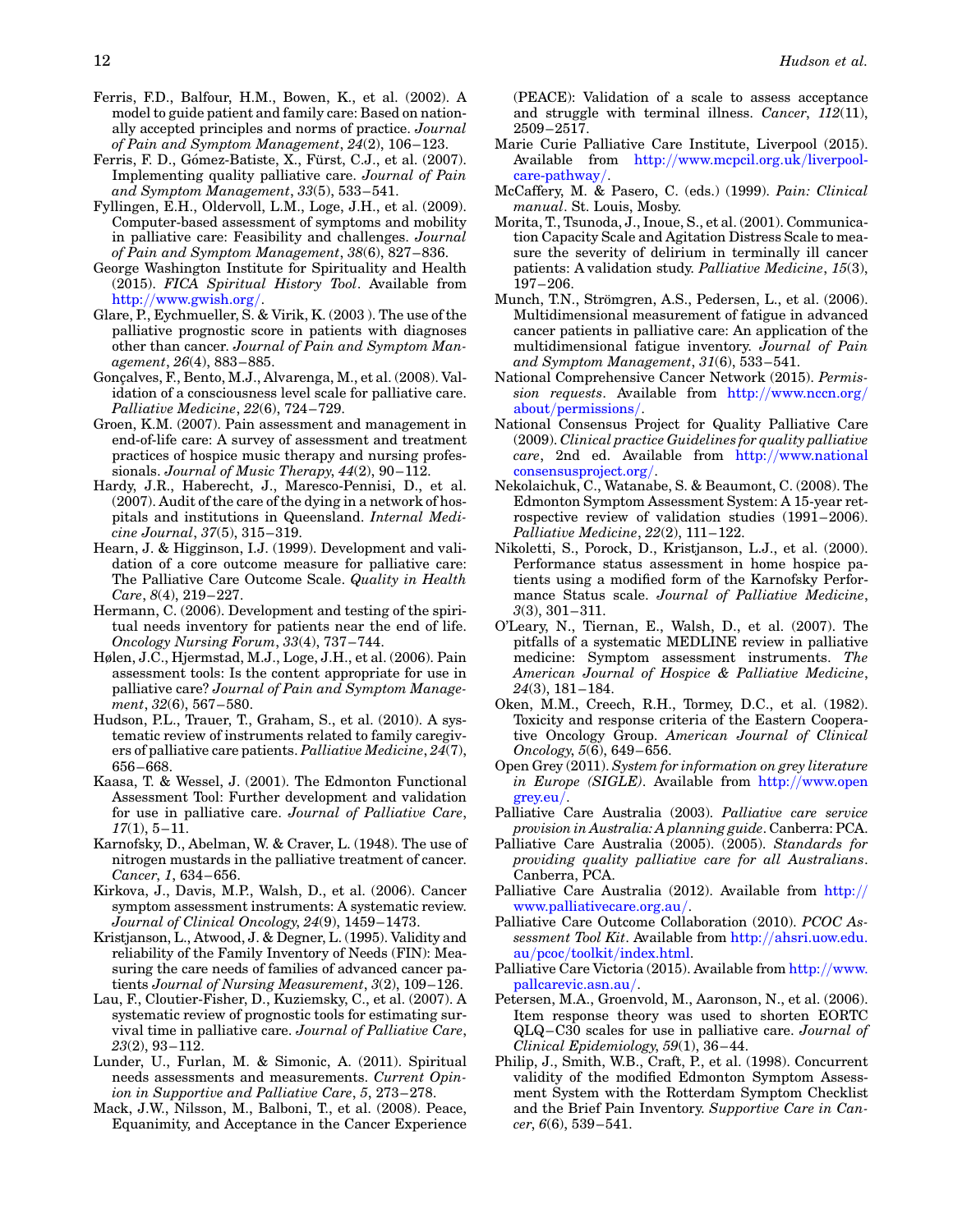Ferris, F.D., Balfour, H.M., Bowen, K., et al. (2002). A model to guide patient and family care: Based on nationally accepted principles and norms of practice. *Journal of Pain and Symptom Management*, *24*(2), 106–123.

Ferris, F. D., Gómez-Batiste, X., Fürst, C.J., et al. (2007). Implementing quality palliative care. *Journal of Pain and Symptom Management*, *33*(5), 533–541.

Fyllingen, E.H., Oldervoll, L.M., Loge, J.H., et al. (2009). Computer-based assessment of symptoms and mobility in palliative care: Feasibility and challenges. *Journal of Pain and Symptom Management*, *38*(6), 827–836.

George Washington Institute for Spirituality and Health (2015). *FICA Spiritual History Tool*. Available from http://www.gwish.org/.

Glare, P., Eychmueller, S. & Virik, K. (2003 ). The use of the palliative prognostic score in patients with diagnoses other than cancer. *Journal of Pain and Symptom Management*, *26*(4), 883–885.

Gonçalves, F., Bento, M.J., Alvarenga, M., et al. (2008). Validation of a consciousness level scale for palliative care. *Palliative Medicine*, *22*(6), 724–729.

Groen, K.M. (2007). Pain assessment and management in end-of-life care: A survey of assessment and treatment practices of hospice music therapy and nursing professionals. *Journal of Music Therapy*, *44*(2), 90–112.

Hardy, J.R., Haberecht, J., Maresco-Pennisi, D., et al. (2007). Audit of the care of the dying in a network of hospitals and institutions in Queensland. *Internal Medicine Journal*, *37*(5), 315–319.

Hearn, J. & Higginson, I.J. (1999). Development and validation of a core outcome measure for palliative care: The Palliative Care Outcome Scale. *Quality in Health Care*, *8*(4), 219–227.

Hermann, C. (2006). Development and testing of the spiritual needs inventory for patients near the end of life. *Oncology Nursing Forum*, *33*(4), 737–744.

Hølen, J.C., Hjermstad, M.J., Loge, J.H., et al. (2006). Pain assessment tools: Is the content appropriate for use in palliative care? *Journal of Pain and Symptom Management*, *32*(6), 567–580.

Hudson, P.L., Trauer, T., Graham, S., et al. (2010). A systematic review of instruments related to family caregivers of palliative care patients. *Palliative Medicine*, *24*(7), 656–668.

Kaasa, T. & Wessel, J. (2001). The Edmonton Functional Assessment Tool: Further development and validation for use in palliative care. *Journal of Palliative Care*, *17*(1), 5–11.

Karnofsky, D., Abelman, W. & Craver, L. (1948). The use of nitrogen mustards in the palliative treatment of cancer. *Cancer*, *1*, 634–656.

Kirkova, J., Davis, M.P., Walsh, D., et al. (2006). Cancer symptom assessment instruments: A systematic review. *Journal of Clinical Oncology*, *24*(9), 1459–1473.

Kristjanson, L., Atwood, J. & Degner, L. (1995). Validity and reliability of the Family Inventory of Needs (FIN): Measuring the care needs of families of advanced cancer patients *Journal of Nursing Measurement*, *3*(2), 109–126.

Lau, F., Cloutier-Fisher, D., Kuziemsky, C., et al. (2007). A systematic review of prognostic tools for estimating survival time in palliative care. *Journal of Palliative Care*, *23*(2), 93–112.

Lunder, U., Furlan, M. & Simonic, A. (2011). Spiritual needs assessments and measurements. *Current Opinion in Supportive and Palliative Care*, *5*, 273–278.

Mack, J.W., Nilsson, M., Balboni, T., et al. (2008). Peace, Equanimity, and Acceptance in the Cancer Experience (PEACE): Validation of a scale to assess acceptance and struggle with terminal illness. *Cancer*, *112*(11), 2509–2517.

Marie Curie Palliative Care Institute, Liverpool (2015). Available from http://www.mcpcil.org.uk/liverpool-care-pathway/.

McCaffery, M. & Pasero, C. (eds.) (1999). *Pain: Clinical manual*. St. Louis, Mosby.

Morita, T., Tsunoda, J., Inoue, S., et al. (2001). Communication Capacity Scale and Agitation Distress Scale to measure the severity of delirium in terminally ill cancer patients: A validation study. *Palliative Medicine*, *15*(3), 197–206.

Munch, T.N., Strömgren, A.S., Pedersen, L., et al. (2006). Multidimensional measurement of fatigue in advanced cancer patients in palliative care: An application of the multidimensional fatigue inventory. *Journal of Pain and Symptom Management*, *31*(6), 533–541.

National Comprehensive Cancer Network (2015). *Permission requests*. Available from http://www.nccn.org/about/permissions/.

National Consensus Project for Quality Palliative Care (2009). *Clinical practice Guidelines for quality palliative care*, 2nd ed. Available from http://www.nationalconsensusproject.org/.

Nekolaichuk, C., Watanabe, S. & Beaumont, C. (2008). The Edmonton Symptom Assessment System: A 15-year retrospective review of validation studies (1991–2006). *Palliative Medicine*, *22*(2), 111–122.

Nikoletti, S., Porock, D., Kristjanson, L.J., et al. (2000). Performance status assessment in home hospice patients using a modified form of the Karnofsky Performance Status scale. *Journal of Palliative Medicine*, *3*(3), 301–311.

O'Leary, N., Tiernan, E., Walsh, D., et al. (2007). The pitfalls of a systematic MEDLINE review in palliative medicine: Symptom assessment instruments. *The American Journal of Hospice & Palliative Medicine*, *24*(3), 181–184.

Oken, M.M., Creech, R.H., Tormey, D.C., et al. (1982). Toxicity and response criteria of the Eastern Cooperative Oncology Group. *American Journal of Clinical Oncology*, *5*(6), 649–656.

Open Grey (2011). *System for information on grey literature in Europe (SIGLE)*. Available from http://www.opengrey.eu/.

Palliative Care Australia (2003). *Palliative care service provision in Australia: A planning guide*. Canberra: PCA.

Palliative Care Australia (2005). (2005). *Standards for providing quality palliative care for all Australians*. Canberra, PCA.

Palliative Care Australia (2012). Available from http://www.palliativecare.org.au/.

Palliative Care Outcome Collaboration (2010). *PCOC Assessment Tool Kit*. Available from http://ahsri.uow.edu.au/pcoc/toolkit/index.html.

Palliative Care Victoria (2015). Available from http://www.pallcarevic.asn.au/.

Petersen, M.A., Groenvold, M., Aaronson, N., et al. (2006). Item response theory was used to shorten EORTC QLQ–C30 scales for use in palliative care. *Journal of Clinical Epidemiology*, *59*(1), 36–44.

Philip, J., Smith, W.B., Craft, P., et al. (1998). Concurrent validity of the modified Edmonton Symptom Assessment System with the Rotterdam Symptom Checklist and the Brief Pain Inventory. *Supportive Care in Cancer*, *6*(6), 539–541.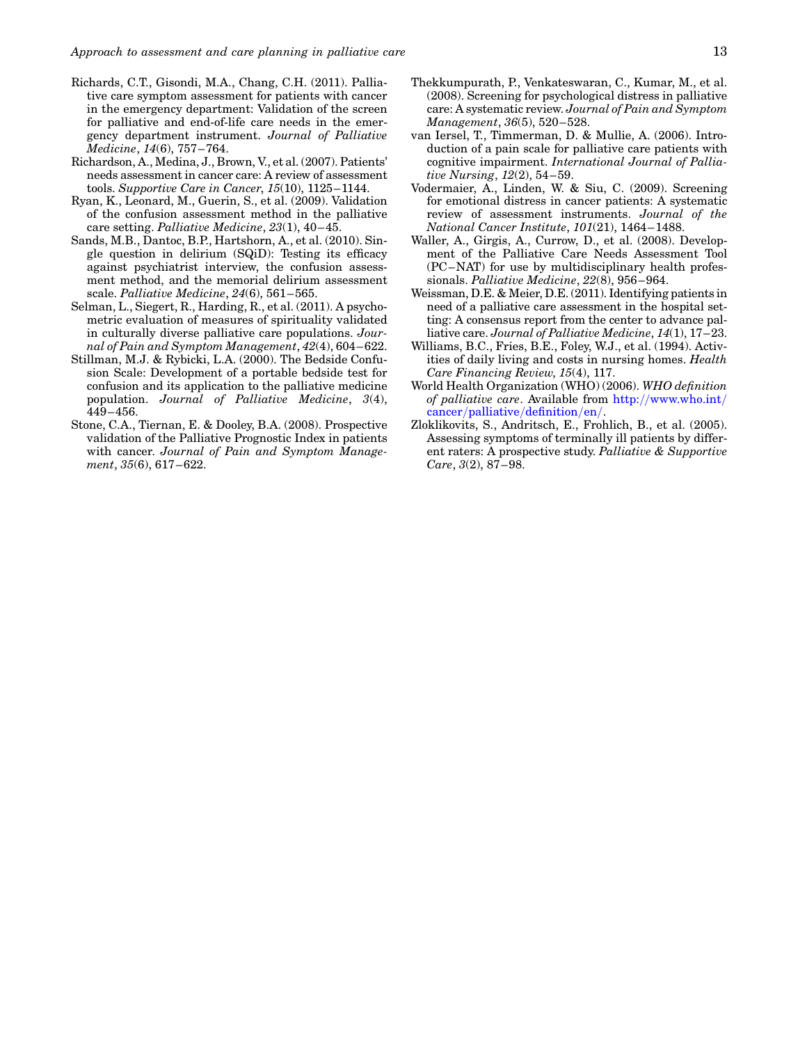Richards, C.T., Gisondi, M.A., Chang, C.H. (2011). Palliative care symptom assessment for patients with cancer in the emergency department: Validation of the screen for palliative and end-of-life care needs in the emergency department instrument. *Journal of Palliative Medicine*, *14*(6), 757–764.

Richardson, A., Medina, J., Brown, V., et al. (2007). Patients' needs assessment in cancer care: A review of assessment tools. *Supportive Care in Cancer*, *15*(10), 1125–1144.

Ryan, K., Leonard, M., Guerin, S., et al. (2009). Validation of the confusion assessment method in the palliative care setting. *Palliative Medicine*, *23*(1), 40–45.

Sands, M.B., Dantoc, B.P., Hartshorn, A., et al. (2010). Single question in delirium (SQiD): Testing its efficacy against psychiatrist interview, the confusion assessment method, and the memorial delirium assessment scale. *Palliative Medicine*, *24*(6), 561–565.

Selman, L., Siegert, R., Harding, R., et al. (2011). A psychometric evaluation of measures of spirituality validated in culturally diverse palliative care populations. *Journal of Pain and Symptom Management*, *42*(4), 604–622.

Stillman, M.J. & Rybicki, L.A. (2000). The Bedside Confusion Scale: Development of a portable bedside test for confusion and its application to the palliative medicine population. *Journal of Palliative Medicine*, *3*(4), 449–456.

Stone, C.A., Tiernan, E. & Dooley, B.A. (2008). Prospective validation of the Palliative Prognostic Index in patients with cancer. *Journal of Pain and Symptom Management*, *35*(6), 617–622.

Thekkumpurath, P., Venkateswaran, C., Kumar, M., et al. (2008). Screening for psychological distress in palliative care: A systematic review. *Journal of Pain and Symptom Management*, *36*(5), 520–528.

van Iersel, T., Timmerman, D. & Mullie, A. (2006). Introduction of a pain scale for palliative care patients with cognitive impairment. *International Journal of Palliative Nursing*, *12*(2), 54–59.

Vodermaier, A., Linden, W. & Siu, C. (2009). Screening for emotional distress in cancer patients: A systematic review of assessment instruments. *Journal of the National Cancer Institute*, *101*(21), 1464–1488.

Waller, A., Girgis, A., Currow, D., et al. (2008). Development of the Palliative Care Needs Assessment Tool (PC–NAT) for use by multidisciplinary health professionals. *Palliative Medicine*, *22*(8), 956–964.

Weissman, D.E. & Meier, D.E. (2011). Identifying patients in need of a palliative care assessment in the hospital setting: A consensus report from the center to advance palliative care. *Journal of Palliative Medicine*, *14*(1), 17–23.

Williams, B.C., Fries, B.E., Foley, W.J., et al. (1994). Activities of daily living and costs in nursing homes. *Health Care Financing Review*, *15*(4), 117.

World Health Organization (WHO) (2006). *WHO definition of palliative care*. Available from http://www.who.int/cancer/palliative/definition/en/.

Zloklikovits, S., Andritsch, E., Frohlich, B., et al. (2005). Assessing symptoms of terminally ill patients by different raters: A prospective study. *Palliative & Supportive Care*, *3*(2), 87–98.